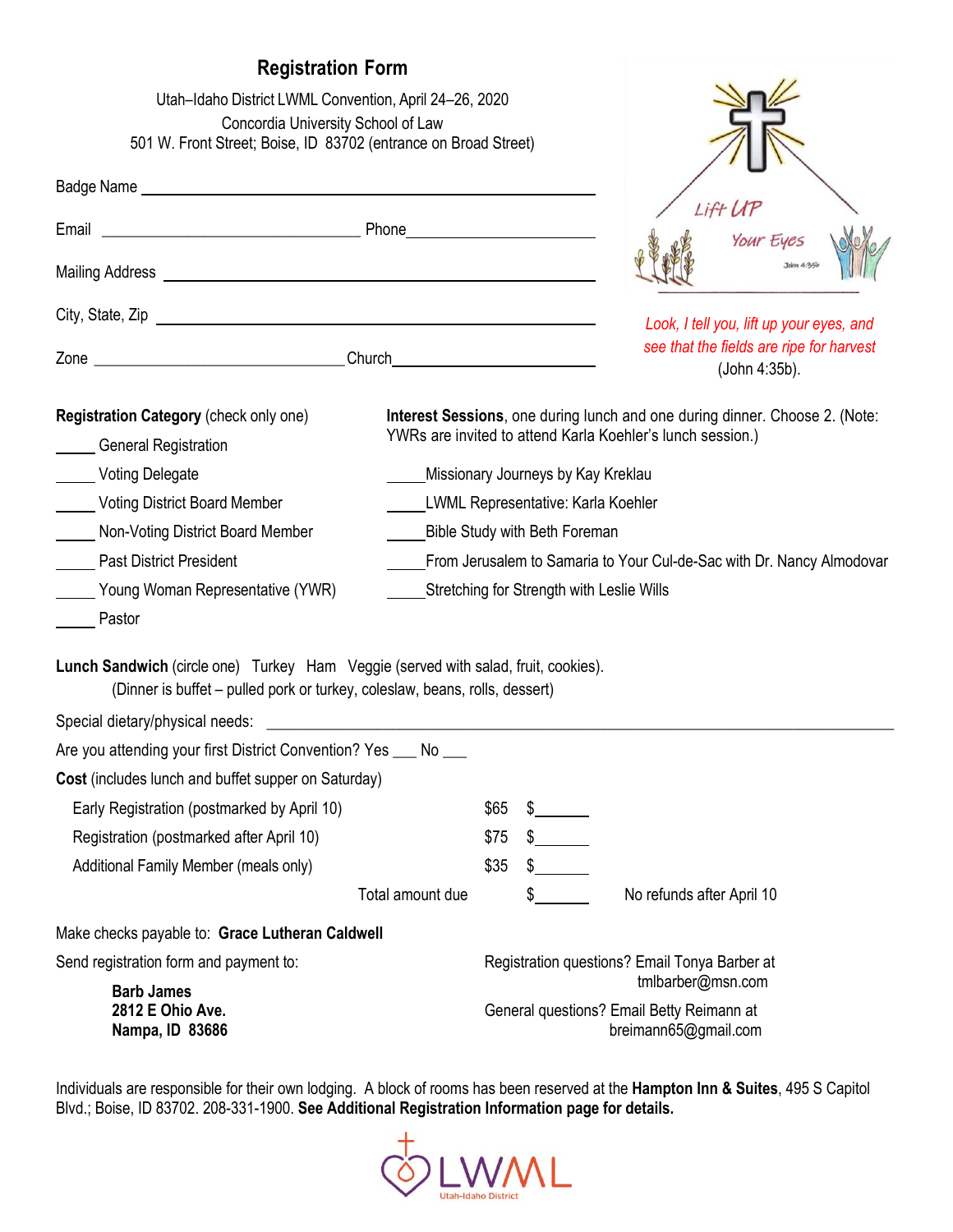## Registration Form

Utah–Idaho District LWML Convention, April 24–26, 2020
Concordia University School of Law
501 W. Front Street; Boise, ID 83702 (entrance on Broad Street)

Lift UP Your Eyes — John 4:35b

*Look, I tell you, lift up your eyes, and see that the fields are ripe for harvest* (John 4:35b).

Badge Name ______________________________________________

Email ______________________________ Phone ______________________

Mailing Address ______________________________________________

City, State, Zip ______________________________________________

Zone ______________________________ Church ______________________

**Registration Category** (check only one)

_____ General Registration
_____ Voting Delegate
_____ Voting District Board Member
_____ Non-Voting District Board Member
_____ Past District President
_____ Young Woman Representative (YWR)
_____ Pastor

**Interest Sessions**, one during lunch and one during dinner. Choose 2. (Note: YWRs are invited to attend Karla Koehler's lunch session.)

_____ Missionary Journeys by Kay Kreklau
_____ LWML Representative: Karla Koehler
_____ Bible Study with Beth Foreman
_____ From Jerusalem to Samaria to Your Cul-de-Sac with Dr. Nancy Almodovar
_____ Stretching for Strength with Leslie Wills

**Lunch Sandwich** (circle one) Turkey Ham Veggie (served with salad, fruit, cookies).
(Dinner is buffet – pulled pork or turkey, coleslaw, beans, rolls, dessert)

Special dietary/physical needs: ______________________________________________

Are you attending your first District Convention? Yes ___ No ___

**Cost** (includes lunch and buffet supper on Saturday)

| | | |
|---|---|---|
| Early Registration (postmarked by April 10) | $65 | $______ |
| Registration (postmarked after April 10) | $75 | $______ |
| Additional Family Member (meals only) | $35 | $______ |
| Total amount due | | $______ |

No refunds after April 10

Make checks payable to: **Grace Lutheran Caldwell**

Send registration form and payment to:

**Barb James**
**2812 E Ohio Ave.**
**Nampa, ID 83686**

Registration questions? Email Tonya Barber at tmlbarber@msn.com

General questions? Email Betty Reimann at breimann65@gmail.com

Individuals are responsible for their own lodging. A block of rooms has been reserved at the **Hampton Inn & Suites**, 495 S Capitol Blvd.; Boise, ID 83702. 208-331-1900. **See Additional Registration Information page for details.**

LWML Utah-Idaho District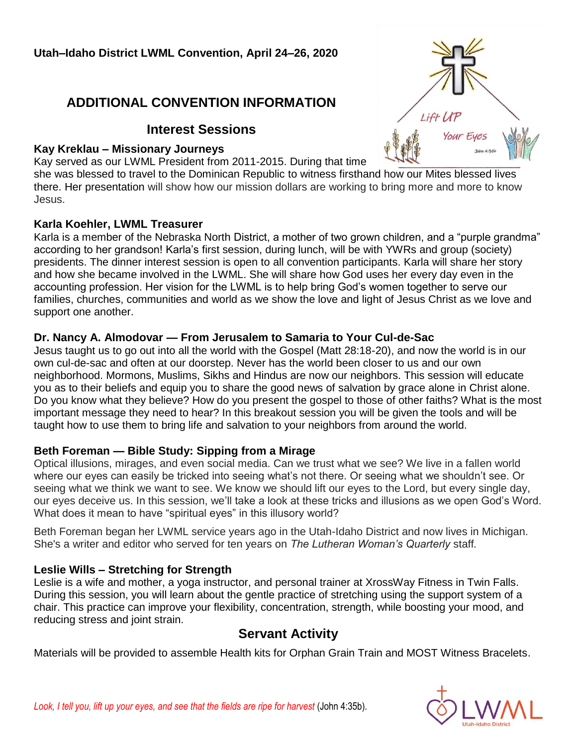**Utah–Idaho District LWML Convention, April 24–26, 2020**

## ADDITIONAL CONVENTION INFORMATION

### Interest Sessions

**Kay Kreklau – Missionary Journeys**
Kay served as our LWML President from 2011-2015. During that time she was blessed to travel to the Dominican Republic to witness firsthand how our Mites blessed lives there. Her presentation will show how our mission dollars are working to bring more and more to know Jesus.

**Karla Koehler, LWML Treasurer**
Karla is a member of the Nebraska North District, a mother of two grown children, and a "purple grandma" according to her grandson! Karla's first session, during lunch, will be with YWRs and group (society) presidents. The dinner interest session is open to all convention participants. Karla will share her story and how she became involved in the LWML. She will share how God uses her every day even in the accounting profession. Her vision for the LWML is to help bring God's women together to serve our families, churches, communities and world as we show the love and light of Jesus Christ as we love and support one another.

**Dr. Nancy A. Almodovar — From Jerusalem to Samaria to Your Cul-de-Sac**
Jesus taught us to go out into all the world with the Gospel (Matt 28:18-20), and now the world is in our own cul-de-sac and often at our doorstep. Never has the world been closer to us and our own neighborhood. Mormons, Muslims, Sikhs and Hindus are now our neighbors. This session will educate you as to their beliefs and equip you to share the good news of salvation by grace alone in Christ alone. Do you know what they believe? How do you present the gospel to those of other faiths? What is the most important message they need to hear? In this breakout session you will be given the tools and will be taught how to use them to bring life and salvation to your neighbors from around the world.

**Beth Foreman — Bible Study: Sipping from a Mirage**
Optical illusions, mirages, and even social media. Can we trust what we see? We live in a fallen world where our eyes can easily be tricked into seeing what's not there. Or seeing what we shouldn't see. Or seeing what we think we want to see. We know we should lift our eyes to the Lord, but every single day, our eyes deceive us. In this session, we'll take a look at these tricks and illusions as we open God's Word. What does it mean to have "spiritual eyes" in this illusory world?

Beth Foreman began her LWML service years ago in the Utah-Idaho District and now lives in Michigan. She's a writer and editor who served for ten years on *The Lutheran Woman's Quarterly* staff.

**Leslie Wills – Stretching for Strength**
Leslie is a wife and mother, a yoga instructor, and personal trainer at XrossWay Fitness in Twin Falls. During this session, you will learn about the gentle practice of stretching using the support system of a chair. This practice can improve your flexibility, concentration, strength, while boosting your mood, and reducing stress and joint strain.

### Servant Activity

Materials will be provided to assemble Health kits for Orphan Grain Train and MOST Witness Bracelets.

*Look, I tell you, lift up your eyes, and see that the fields are ripe for harvest* (John 4:35b).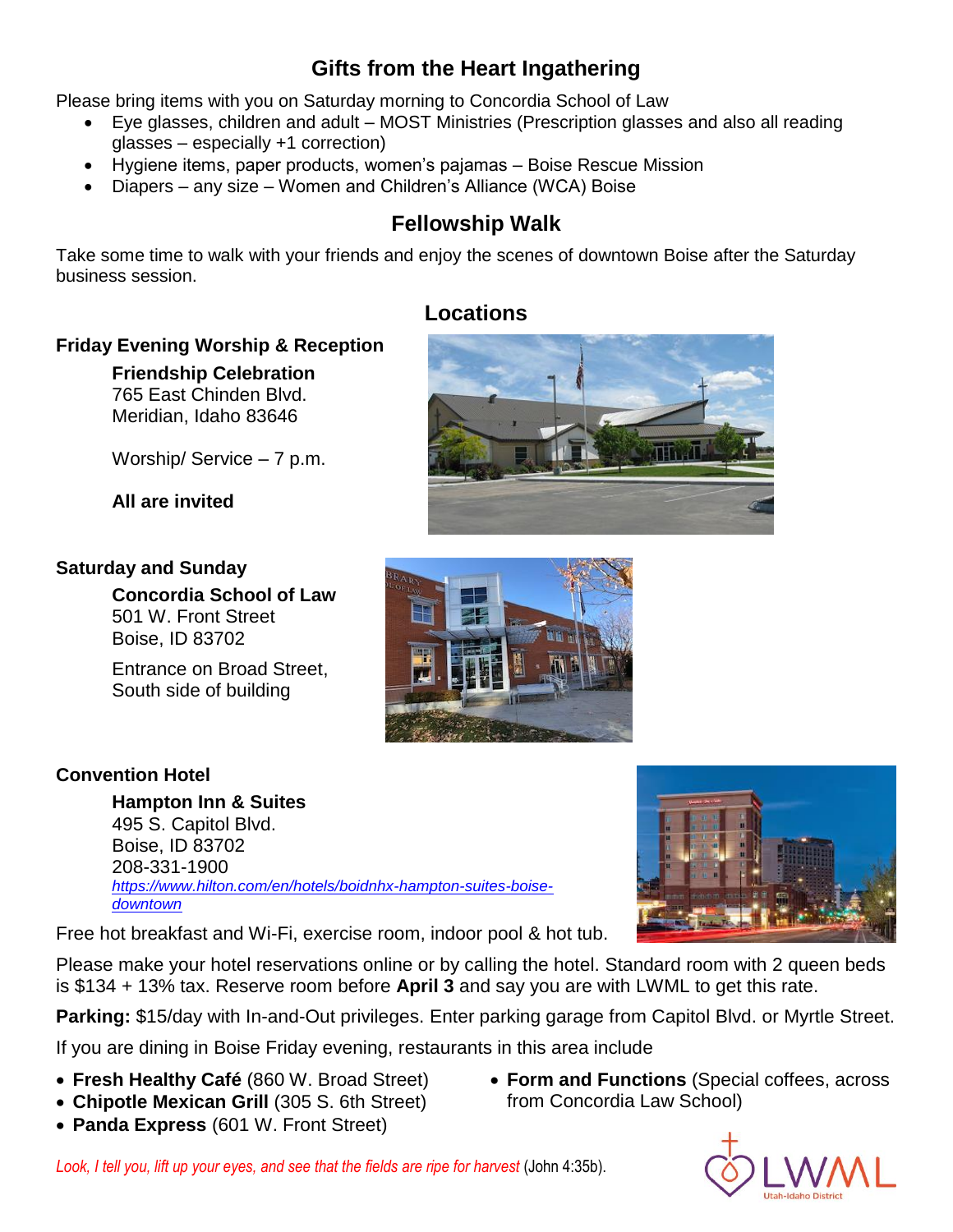## Gifts from the Heart Ingathering

Please bring items with you on Saturday morning to Concordia School of Law

- Eye glasses, children and adult – MOST Ministries (Prescription glasses and also all reading glasses – especially +1 correction)
- Hygiene items, paper products, women's pajamas – Boise Rescue Mission
- Diapers – any size – Women and Children's Alliance (WCA) Boise

## Fellowship Walk

Take some time to walk with your friends and enjoy the scenes of downtown Boise after the Saturday business session.

## Locations

### Friday Evening Worship & Reception

**Friendship Celebration**
765 East Chinden Blvd.
Meridian, Idaho 83646

Worship/ Service – 7 p.m.

**All are invited**

### Saturday and Sunday

**Concordia School of Law**
501 W. Front Street
Boise, ID 83702

Entrance on Broad Street,
South side of building

### Convention Hotel

**Hampton Inn & Suites**
495 S. Capitol Blvd.
Boise, ID 83702
208-331-1900
https://www.hilton.com/en/hotels/boidnhx-hampton-suites-boise-downtown

Free hot breakfast and Wi-Fi, exercise room, indoor pool & hot tub.

Please make your hotel reservations online or by calling the hotel. Standard room with 2 queen beds is $134 + 13% tax. Reserve room before **April 3** and say you are with LWML to get this rate.

**Parking:** $15/day with In-and-Out privileges. Enter parking garage from Capitol Blvd. or Myrtle Street.

If you are dining in Boise Friday evening, restaurants in this area include

- **Fresh Healthy Café** (860 W. Broad Street)
- **Chipotle Mexican Grill** (305 S. 6th Street)
- **Panda Express** (601 W. Front Street)
- **Form and Functions** (Special coffees, across from Concordia Law School)

*Look, I tell you, lift up your eyes, and see that the fields are ripe for harvest* (John 4:35b).

LWML
Utah-Idaho District